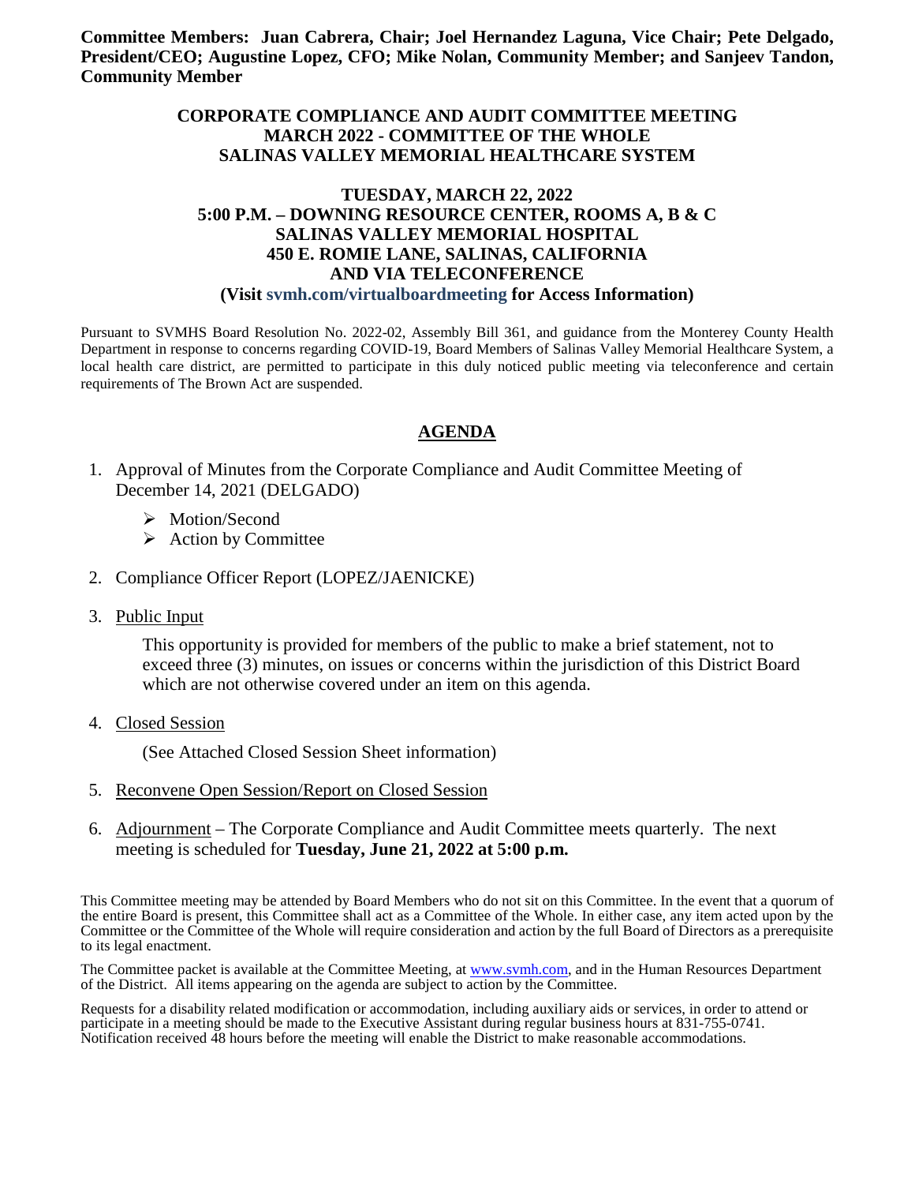**Committee Members: Juan Cabrera, Chair; Joel Hernandez Laguna, Vice Chair; Pete Delgado, President/CEO; Augustine Lopez, CFO; Mike Nolan, Community Member; and Sanjeev Tandon, Community Member**

**CORPORATE COMPLIANCE AND AUDIT COMMITTEE MEETING**
**MARCH 2022 - COMMITTEE OF THE WHOLE**
**SALINAS VALLEY MEMORIAL HEALTHCARE SYSTEM**

**TUESDAY, MARCH 22, 2022**
**5:00 P.M. – DOWNING RESOURCE CENTER, ROOMS A, B & C**
**SALINAS VALLEY MEMORIAL HOSPITAL**
**450 E. ROMIE LANE, SALINAS, CALIFORNIA**
**AND VIA TELECONFERENCE**
**(Visit svmh.com/virtualboardmeeting for Access Information)**

Pursuant to SVMHS Board Resolution No. 2022-02, Assembly Bill 361, and guidance from the Monterey County Health Department in response to concerns regarding COVID-19, Board Members of Salinas Valley Memorial Healthcare System, a local health care district, are permitted to participate in this duly noticed public meeting via teleconference and certain requirements of The Brown Act are suspended.

## AGENDA

1. Approval of Minutes from the Corporate Compliance and Audit Committee Meeting of December 14, 2021 (DELGADO)
   - Motion/Second
   - Action by Committee

2. Compliance Officer Report (LOPEZ/JAENICKE)

3. Public Input

   This opportunity is provided for members of the public to make a brief statement, not to exceed three (3) minutes, on issues or concerns within the jurisdiction of this District Board which are not otherwise covered under an item on this agenda.

4. Closed Session

   (See Attached Closed Session Sheet information)

5. Reconvene Open Session/Report on Closed Session

6. Adjournment – The Corporate Compliance and Audit Committee meets quarterly. The next meeting is scheduled for **Tuesday, June 21, 2022 at 5:00 p.m.**

This Committee meeting may be attended by Board Members who do not sit on this Committee. In the event that a quorum of the entire Board is present, this Committee shall act as a Committee of the Whole. In either case, any item acted upon by the Committee or the Committee of the Whole will require consideration and action by the full Board of Directors as a prerequisite to its legal enactment.

The Committee packet is available at the Committee Meeting, at www.svmh.com, and in the Human Resources Department of the District. All items appearing on the agenda are subject to action by the Committee.

Requests for a disability related modification or accommodation, including auxiliary aids or services, in order to attend or participate in a meeting should be made to the Executive Assistant during regular business hours at 831-755-0741. Notification received 48 hours before the meeting will enable the District to make reasonable accommodations.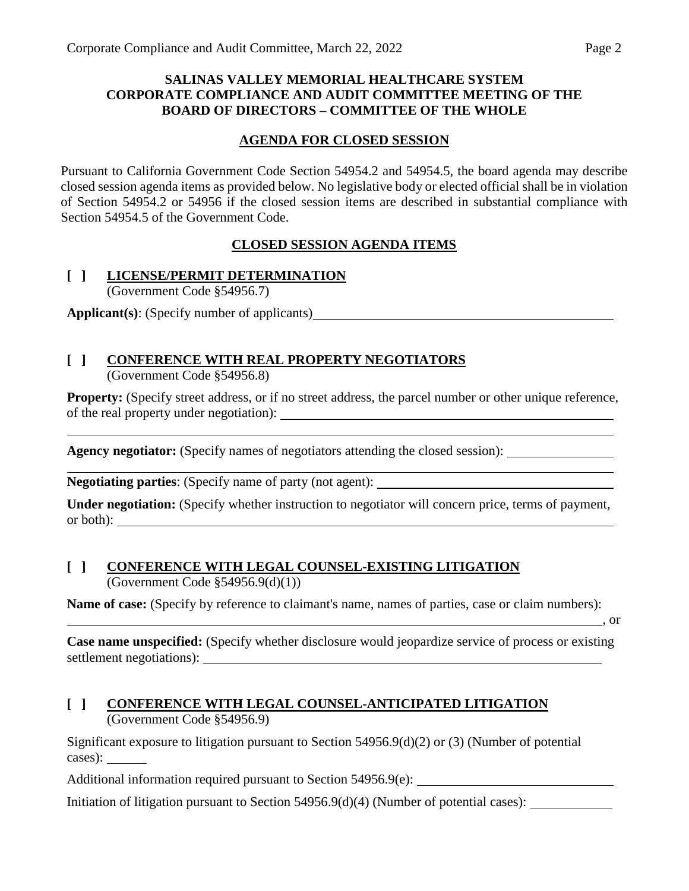**SALINAS VALLEY MEMORIAL HEALTHCARE SYSTEM**
**CORPORATE COMPLIANCE AND AUDIT COMMITTEE MEETING OF THE BOARD OF DIRECTORS – COMMITTEE OF THE WHOLE**

**AGENDA FOR CLOSED SESSION**

Pursuant to California Government Code Section 54954.2 and 54954.5, the board agenda may describe closed session agenda items as provided below. No legislative body or elected official shall be in violation of Section 54954.2 or 54956 if the closed session items are described in substantial compliance with Section 54954.5 of the Government Code.

**CLOSED SESSION AGENDA ITEMS**

**[ ] LICENSE/PERMIT DETERMINATION**
(Government Code §54956.7)

**Applicant(s)**: (Specify number of applicants) ______________________________

**[ ] CONFERENCE WITH REAL PROPERTY NEGOTIATORS**
(Government Code §54956.8)

**Property:** (Specify street address, or if no street address, the parcel number or other unique reference, of the real property under negotiation): ______________________________
______________________________

**Agency negotiator:** (Specify names of negotiators attending the closed session): ______________
______________________________

**Negotiating parties**: (Specify name of party (not agent): ______________________________

**Under negotiation:** (Specify whether instruction to negotiator will concern price, terms of payment, or both): ______________________________

**[ ] CONFERENCE WITH LEGAL COUNSEL-EXISTING LITIGATION**
(Government Code §54956.9(d)(1))

**Name of case:** (Specify by reference to claimant's name, names of parties, case or claim numbers):
______________________________, or

**Case name unspecified:** (Specify whether disclosure would jeopardize service of process or existing settlement negotiations): ______________________________

**[ ] CONFERENCE WITH LEGAL COUNSEL-ANTICIPATED LITIGATION**
(Government Code §54956.9)

Significant exposure to litigation pursuant to Section 54956.9(d)(2) or (3) (Number of potential cases): ______

Additional information required pursuant to Section 54956.9(e): ______________________________

Initiation of litigation pursuant to Section 54956.9(d)(4) (Number of potential cases): ____________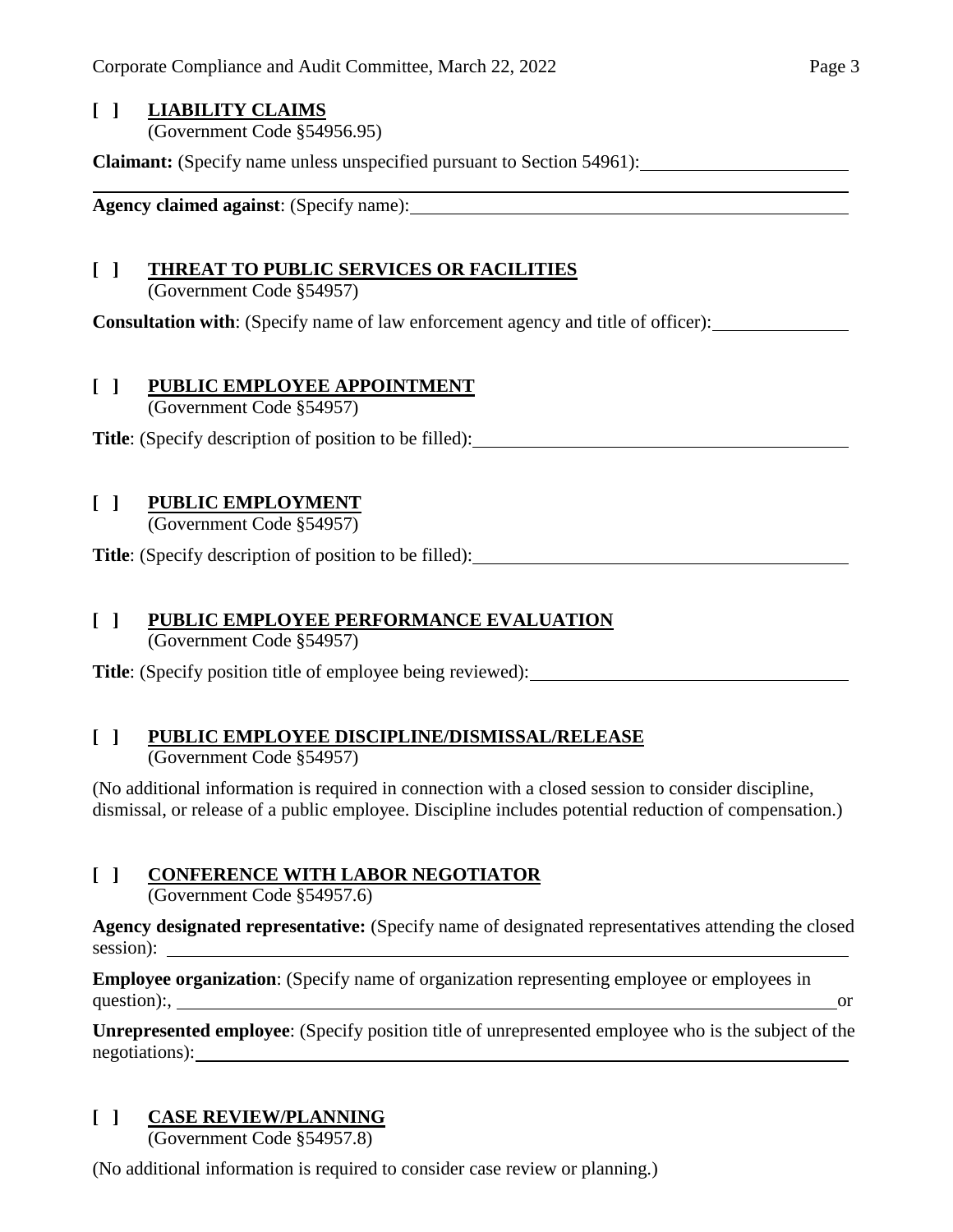**[ ] LIABILITY CLAIMS**
(Government Code §54956.95)

**Claimant:** (Specify name unless unspecified pursuant to Section 54961): \_\_\_\_\_\_\_\_\_\_\_\_\_\_\_\_\_\_\_\_

**Agency claimed against**: (Specify name): \_\_\_\_\_\_\_\_\_\_\_\_\_\_\_\_\_\_\_\_

**[ ] THREAT TO PUBLIC SERVICES OR FACILITIES**
(Government Code §54957)

**Consultation with**: (Specify name of law enforcement agency and title of officer): \_\_\_\_\_\_\_\_\_\_\_\_\_\_\_\_\_\_\_\_

**[ ] PUBLIC EMPLOYEE APPOINTMENT**
(Government Code §54957)

**Title**: (Specify description of position to be filled): \_\_\_\_\_\_\_\_\_\_\_\_\_\_\_\_\_\_\_\_

**[ ] PUBLIC EMPLOYMENT**
(Government Code §54957)

**Title**: (Specify description of position to be filled): \_\_\_\_\_\_\_\_\_\_\_\_\_\_\_\_\_\_\_\_

**[ ] PUBLIC EMPLOYEE PERFORMANCE EVALUATION**
(Government Code §54957)

**Title**: (Specify position title of employee being reviewed): \_\_\_\_\_\_\_\_\_\_\_\_\_\_\_\_\_\_\_\_

**[ ] PUBLIC EMPLOYEE DISCIPLINE/DISMISSAL/RELEASE**
(Government Code §54957)

(No additional information is required in connection with a closed session to consider discipline, dismissal, or release of a public employee. Discipline includes potential reduction of compensation.)

**[ ] CONFERENCE WITH LABOR NEGOTIATOR**
(Government Code §54957.6)

**Agency designated representative:** (Specify name of designated representatives attending the closed session): \_\_\_\_\_\_\_\_\_\_\_\_\_\_\_\_\_\_\_\_

**Employee organization**: (Specify name of organization representing employee or employees in question):, \_\_\_\_\_\_\_\_\_\_\_\_\_\_\_\_\_\_\_\_ or

**Unrepresented employee**: (Specify position title of unrepresented employee who is the subject of the negotiations): \_\_\_\_\_\_\_\_\_\_\_\_\_\_\_\_\_\_\_\_

**[ ] CASE REVIEW/PLANNING**
(Government Code §54957.8)

(No additional information is required to consider case review or planning.)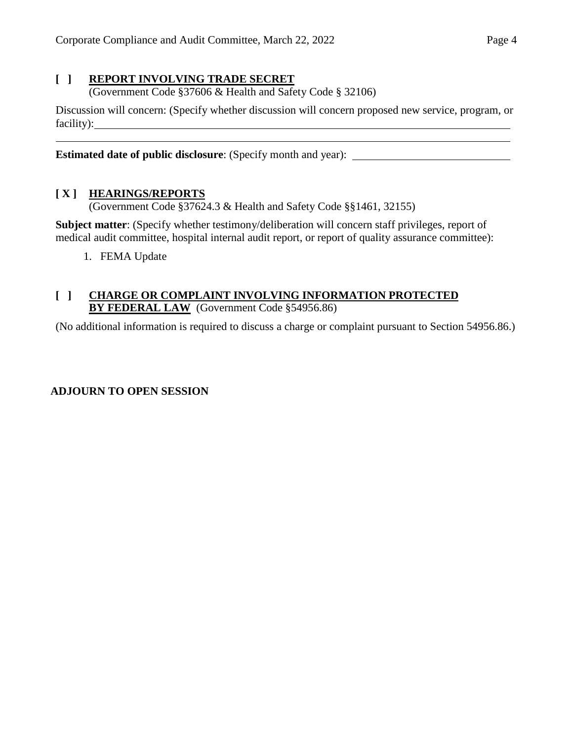**[ ] REPORT INVOLVING TRADE SECRET**
(Government Code §37606 & Health and Safety Code § 32106)

Discussion will concern: (Specify whether discussion will concern proposed new service, program, or facility): ______________________________________________________________________

______________________________________________________________________________

**Estimated date of public disclosure**: (Specify month and year): ____________________________

**[ X ] HEARINGS/REPORTS**
(Government Code §37624.3 & Health and Safety Code §§1461, 32155)

**Subject matter**: (Specify whether testimony/deliberation will concern staff privileges, report of medical audit committee, hospital internal audit report, or report of quality assurance committee):

1. FEMA Update

**[ ] CHARGE OR COMPLAINT INVOLVING INFORMATION PROTECTED BY FEDERAL LAW** (Government Code §54956.86)

(No additional information is required to discuss a charge or complaint pursuant to Section 54956.86.)

**ADJOURN TO OPEN SESSION**